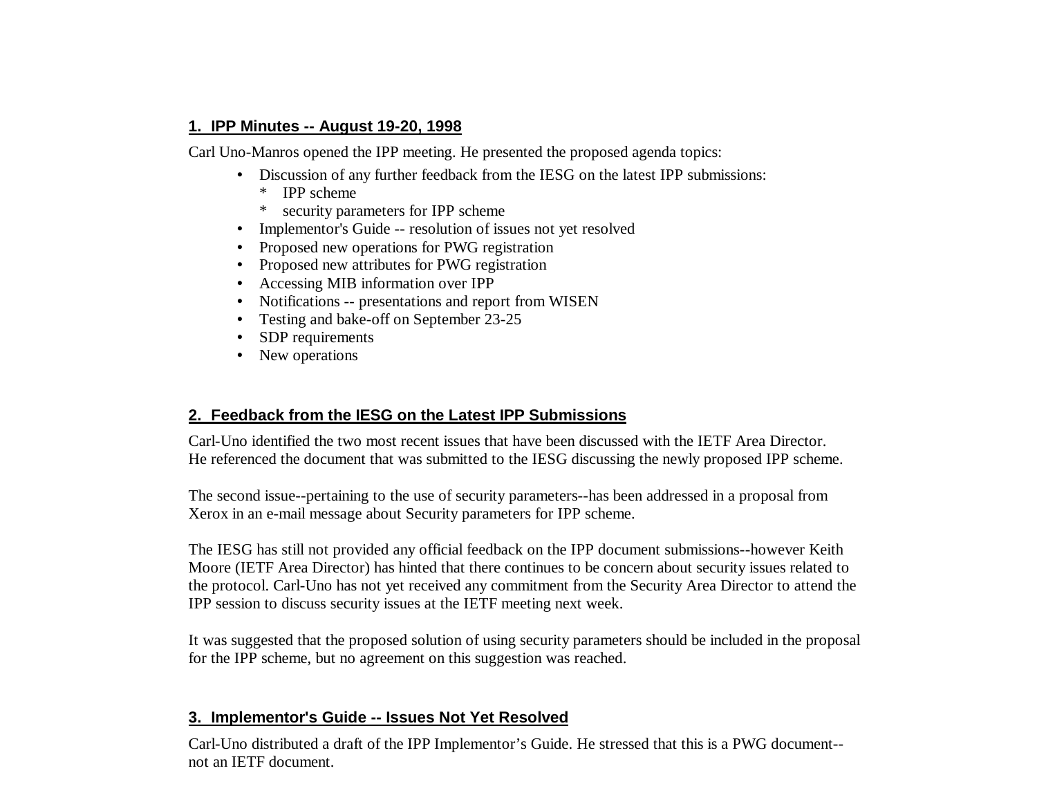## 1. IPP Minutes -- August 19-20, 1998

Carl Uno-Manros opened the IPP meeting. He presented the proposed agenda topics:

- Discussion of any further feedback from the IESG on the latest IPP submissions:
  - * IPP scheme
  - * security parameters for IPP scheme
- Implementor's Guide -- resolution of issues not yet resolved
- Proposed new operations for PWG registration
- Proposed new attributes for PWG registration
- Accessing MIB information over IPP
- Notifications -- presentations and report from WISEN
- Testing and bake-off on September 23-25
- SDP requirements
- New operations

## 2. Feedback from the IESG on the Latest IPP Submissions

Carl-Uno identified the two most recent issues that have been discussed with the IETF Area Director. He referenced the document that was submitted to the IESG discussing the newly proposed IPP scheme.

The second issue--pertaining to the use of security parameters--has been addressed in a proposal from Xerox in an e-mail message about Security parameters for IPP scheme.

The IESG has still not provided any official feedback on the IPP document submissions--however Keith Moore (IETF Area Director) has hinted that there continues to be concern about security issues related to the protocol. Carl-Uno has not yet received any commitment from the Security Area Director to attend the IPP session to discuss security issues at the IETF meeting next week.

It was suggested that the proposed solution of using security parameters should be included in the proposal for the IPP scheme, but no agreement on this suggestion was reached.

## 3. Implementor's Guide -- Issues Not Yet Resolved

Carl-Uno distributed a draft of the IPP Implementor's Guide. He stressed that this is a PWG document--not an IETF document.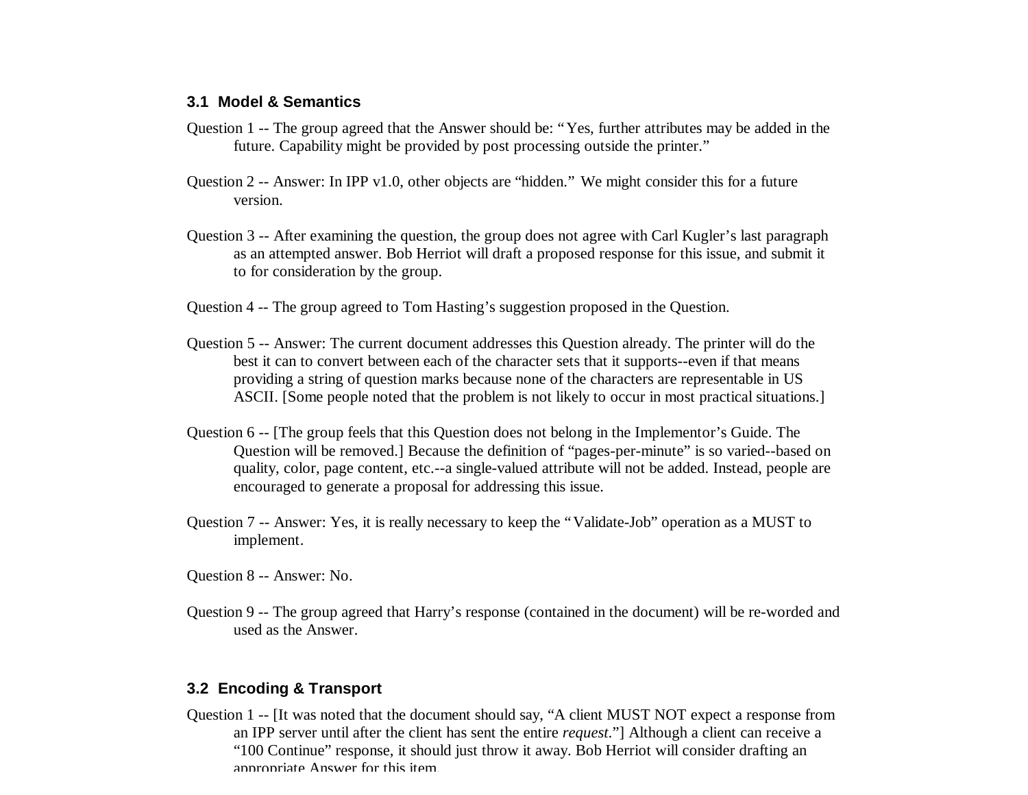### 3.1 Model & Semantics

Question 1 -- The group agreed that the Answer should be: "Yes, further attributes may be added in the future. Capability might be provided by post processing outside the printer."

Question 2 -- Answer: In IPP v1.0, other objects are "hidden." We might consider this for a future version.

Question 3 -- After examining the question, the group does not agree with Carl Kugler's last paragraph as an attempted answer. Bob Herriot will draft a proposed response for this issue, and submit it to for consideration by the group.

Question 4 -- The group agreed to Tom Hasting's suggestion proposed in the Question.

Question 5 -- Answer: The current document addresses this Question already. The printer will do the best it can to convert between each of the character sets that it supports--even if that means providing a string of question marks because none of the characters are representable in US ASCII. [Some people noted that the problem is not likely to occur in most practical situations.]

Question 6 -- [The group feels that this Question does not belong in the Implementor's Guide. The Question will be removed.] Because the definition of "pages-per-minute" is so varied--based on quality, color, page content, etc.--a single-valued attribute will not be added. Instead, people are encouraged to generate a proposal for addressing this issue.

Question 7 -- Answer: Yes, it is really necessary to keep the "Validate-Job" operation as a MUST to implement.

Question 8 -- Answer: No.

Question 9 -- The group agreed that Harry's response (contained in the document) will be re-worded and used as the Answer.

### 3.2 Encoding & Transport

Question 1 -- [It was noted that the document should say, "A client MUST NOT expect a response from an IPP server until after the client has sent the entire *request*."] Although a client can receive a "100 Continue" response, it should just throw it away. Bob Herriot will consider drafting an appropriate Answer for this item.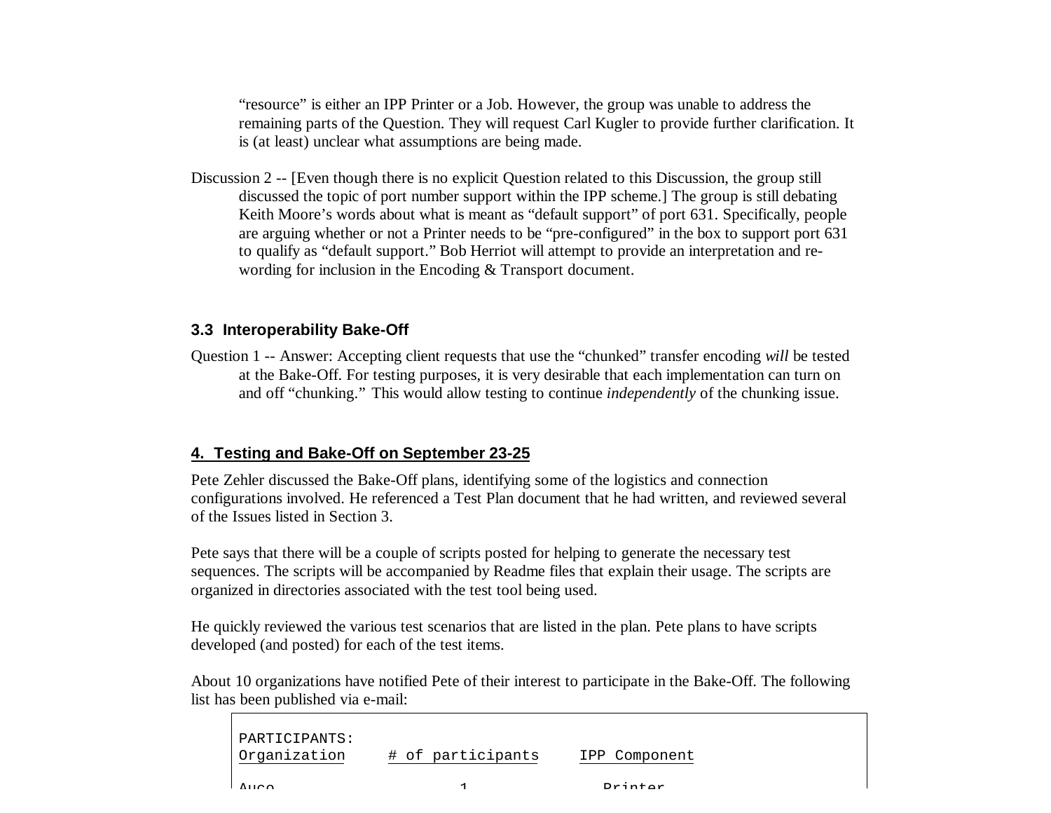"resource" is either an IPP Printer or a Job. However, the group was unable to address the remaining parts of the Question. They will request Carl Kugler to provide further clarification. It is (at least) unclear what assumptions are being made.

Discussion 2 -- [Even though there is no explicit Question related to this Discussion, the group still discussed the topic of port number support within the IPP scheme.] The group is still debating Keith Moore's words about what is meant as "default support" of port 631. Specifically, people are arguing whether or not a Printer needs to be "pre-configured" in the box to support port 631 to qualify as "default support." Bob Herriot will attempt to provide an interpretation and re-wording for inclusion in the Encoding & Transport document.

### 3.3 Interoperability Bake-Off

Question 1 -- Answer: Accepting client requests that use the "chunked" transfer encoding *will* be tested at the Bake-Off. For testing purposes, it is very desirable that each implementation can turn on and off "chunking." This would allow testing to continue *independently* of the chunking issue.

## 4. Testing and Bake-Off on September 23-25

Pete Zehler discussed the Bake-Off plans, identifying some of the logistics and connection configurations involved. He referenced a Test Plan document that he had written, and reviewed several of the Issues listed in Section 3.

Pete says that there will be a couple of scripts posted for helping to generate the necessary test sequences. The scripts will be accompanied by Readme files that explain their usage. The scripts are organized in directories associated with the test tool being used.

He quickly reviewed the various test scenarios that are listed in the plan. Pete plans to have scripts developed (and posted) for each of the test items.

About 10 organizations have notified Pete of their interest to participate in the Bake-Off. The following list has been published via e-mail:

```
PARTICIPANTS:
Organization     # of participants     IPP Component

Auco                    1                 Printer
```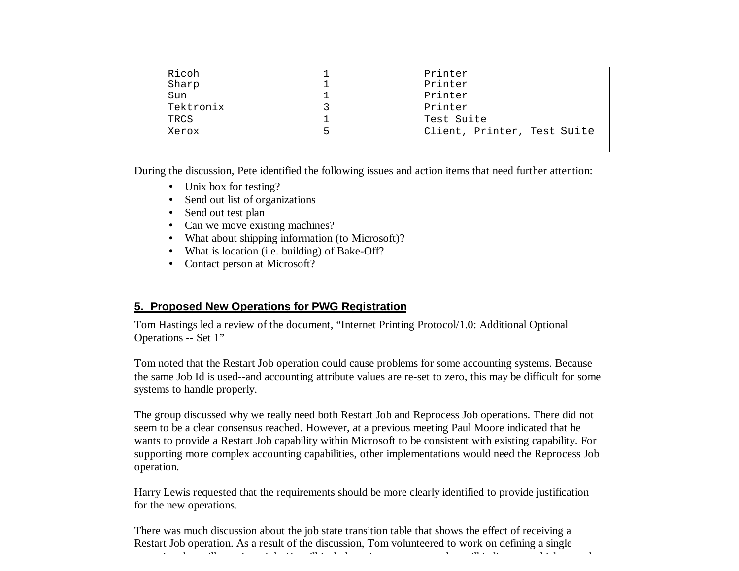| | | |
|---|---|---|
| Ricoh | 1 | Printer |
| Sharp | 1 | Printer |
| Sun | 1 | Printer |
| Tektronix | 3 | Printer |
| TRCS | 1 | Test Suite |
| Xerox | 5 | Client, Printer, Test Suite |

During the discussion, Pete identified the following issues and action items that need further attention:

- Unix box for testing?
- Send out list of organizations
- Send out test plan
- Can we move existing machines?
- What about shipping information (to Microsoft)?
- What is location (i.e. building) of Bake-Off?
- Contact person at Microsoft?

## 5. Proposed New Operations for PWG Registration

Tom Hastings led a review of the document, "Internet Printing Protocol/1.0: Additional Optional Operations -- Set 1"

Tom noted that the Restart Job operation could cause problems for some accounting systems. Because the same Job Id is used--and accounting attribute values are re-set to zero, this may be difficult for some systems to handle properly.

The group discussed why we really need both Restart Job and Reprocess Job operations. There did not seem to be a clear consensus reached. However, at a previous meeting Paul Moore indicated that he wants to provide a Restart Job capability within Microsoft to be consistent with existing capability. For supporting more complex accounting capabilities, other implementations would need the Reprocess Job operation.

Harry Lewis requested that the requirements should be more clearly identified to provide justification for the new operations.

There was much discussion about the job state transition table that shows the effect of receiving a Restart Job operation. As a result of the discussion, Tom volunteered to work on defining a single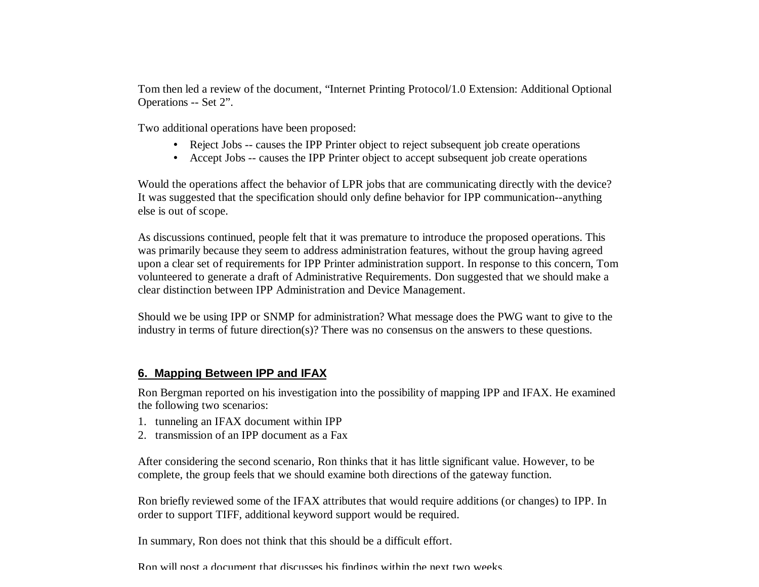Tom then led a review of the document, “Internet Printing Protocol/1.0 Extension: Additional Optional Operations -- Set 2”.

Two additional operations have been proposed:

- Reject Jobs -- causes the IPP Printer object to reject subsequent job create operations
- Accept Jobs -- causes the IPP Printer object to accept subsequent job create operations

Would the operations affect the behavior of LPR jobs that are communicating directly with the device? It was suggested that the specification should only define behavior for IPP communication--anything else is out of scope.

As discussions continued, people felt that it was premature to introduce the proposed operations. This was primarily because they seem to address administration features, without the group having agreed upon a clear set of requirements for IPP Printer administration support. In response to this concern, Tom volunteered to generate a draft of Administrative Requirements. Don suggested that we should make a clear distinction between IPP Administration and Device Management.

Should we be using IPP or SNMP for administration? What message does the PWG want to give to the industry in terms of future direction(s)? There was no consensus on the answers to these questions.

## 6. Mapping Between IPP and IFAX

Ron Bergman reported on his investigation into the possibility of mapping IPP and IFAX. He examined the following two scenarios:

1. tunneling an IFAX document within IPP
2. transmission of an IPP document as a Fax

After considering the second scenario, Ron thinks that it has little significant value. However, to be complete, the group feels that we should examine both directions of the gateway function.

Ron briefly reviewed some of the IFAX attributes that would require additions (or changes) to IPP. In order to support TIFF, additional keyword support would be required.

In summary, Ron does not think that this should be a difficult effort.

Ron will post a document that discusses his findings within the next two weeks.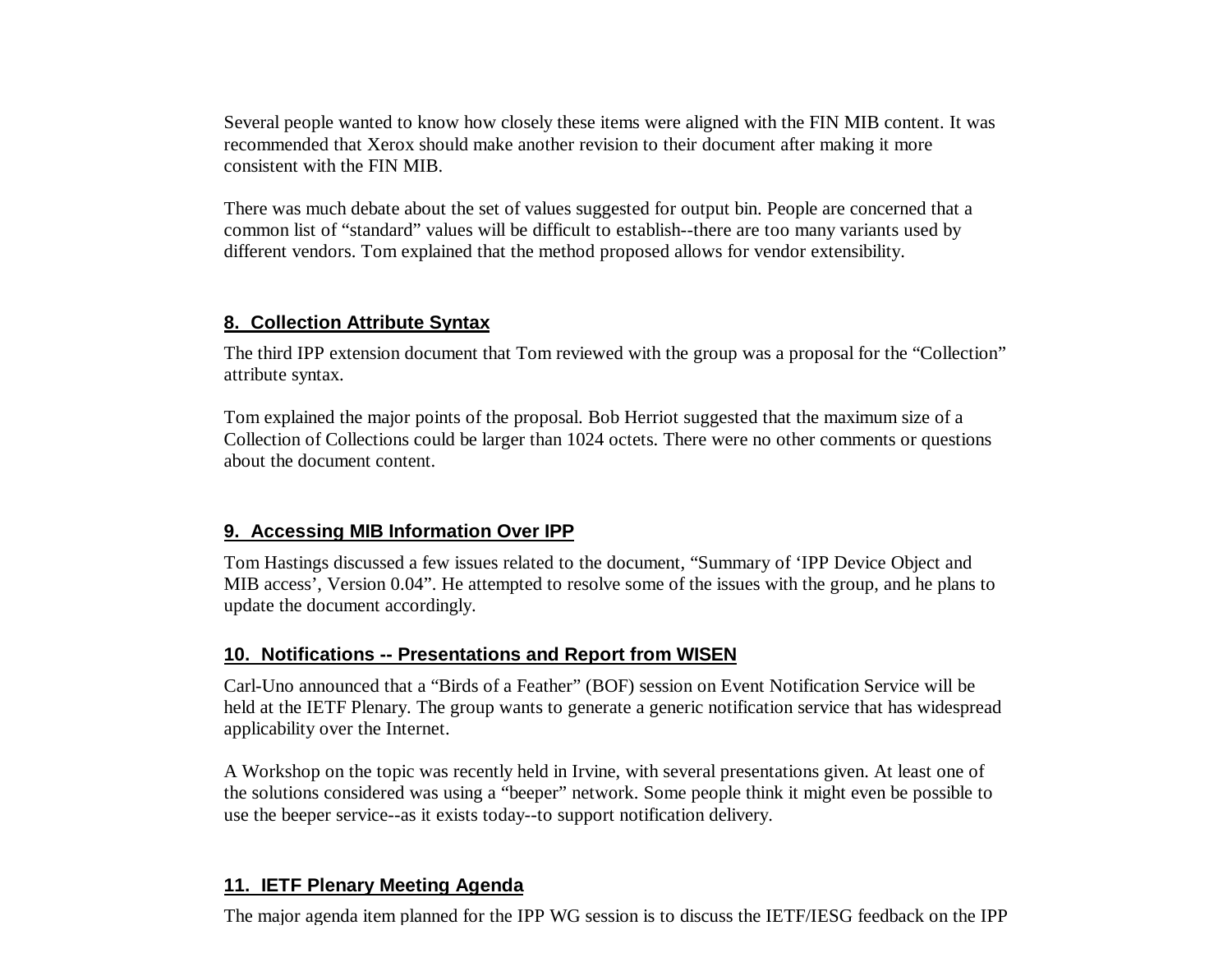Several people wanted to know how closely these items were aligned with the FIN MIB content. It was recommended that Xerox should make another revision to their document after making it more consistent with the FIN MIB.

There was much debate about the set of values suggested for output bin. People are concerned that a common list of "standard" values will be difficult to establish--there are too many variants used by different vendors. Tom explained that the method proposed allows for vendor extensibility.

## 8. Collection Attribute Syntax

The third IPP extension document that Tom reviewed with the group was a proposal for the "Collection" attribute syntax.

Tom explained the major points of the proposal. Bob Herriot suggested that the maximum size of a Collection of Collections could be larger than 1024 octets. There were no other comments or questions about the document content.

## 9. Accessing MIB Information Over IPP

Tom Hastings discussed a few issues related to the document, "Summary of 'IPP Device Object and MIB access', Version 0.04". He attempted to resolve some of the issues with the group, and he plans to update the document accordingly.

## 10. Notifications -- Presentations and Report from WISEN

Carl-Uno announced that a "Birds of a Feather" (BOF) session on Event Notification Service will be held at the IETF Plenary. The group wants to generate a generic notification service that has widespread applicability over the Internet.

A Workshop on the topic was recently held in Irvine, with several presentations given. At least one of the solutions considered was using a "beeper" network. Some people think it might even be possible to use the beeper service--as it exists today--to support notification delivery.

## 11. IETF Plenary Meeting Agenda

The major agenda item planned for the IPP WG session is to discuss the IETF/IESG feedback on the IPP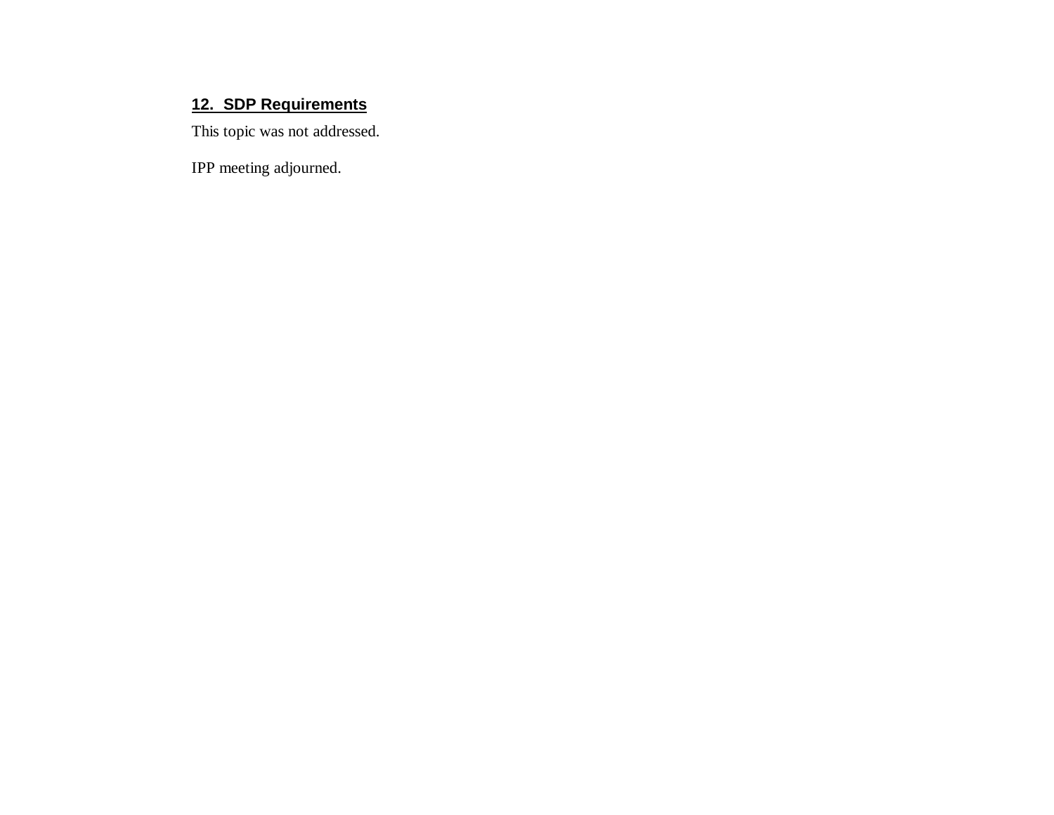## 12. SDP Requirements

This topic was not addressed.

IPP meeting adjourned.